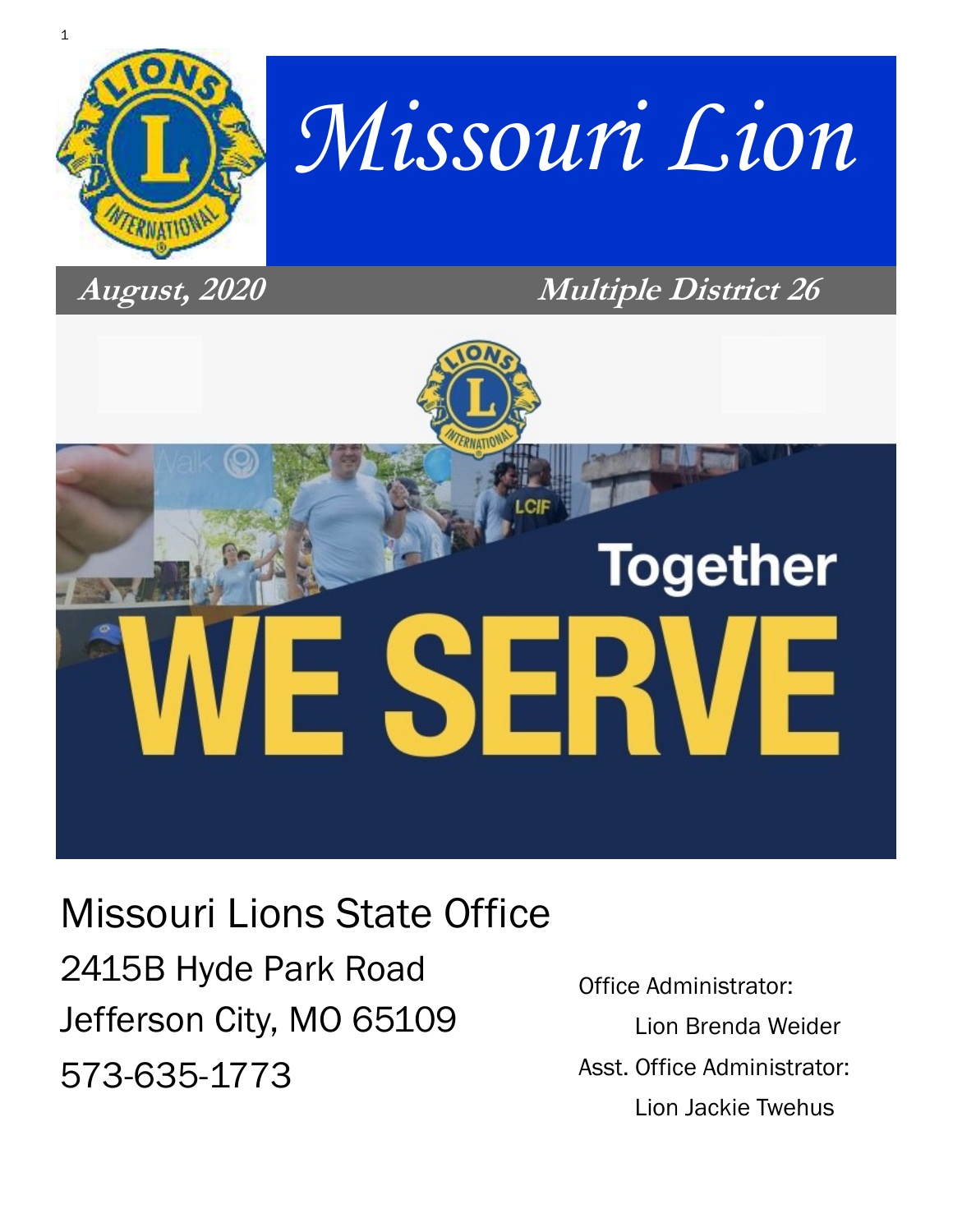# Missouri Lion

***August, 2020*** ***Multiple District 26***

Together

WE SERVE

Missouri Lions State Office
2415B Hyde Park Road
Jefferson City, MO 65109
573-635-1773

Office Administrator:
Lion Brenda Weider
Asst. Office Administrator:
Lion Jackie Twehus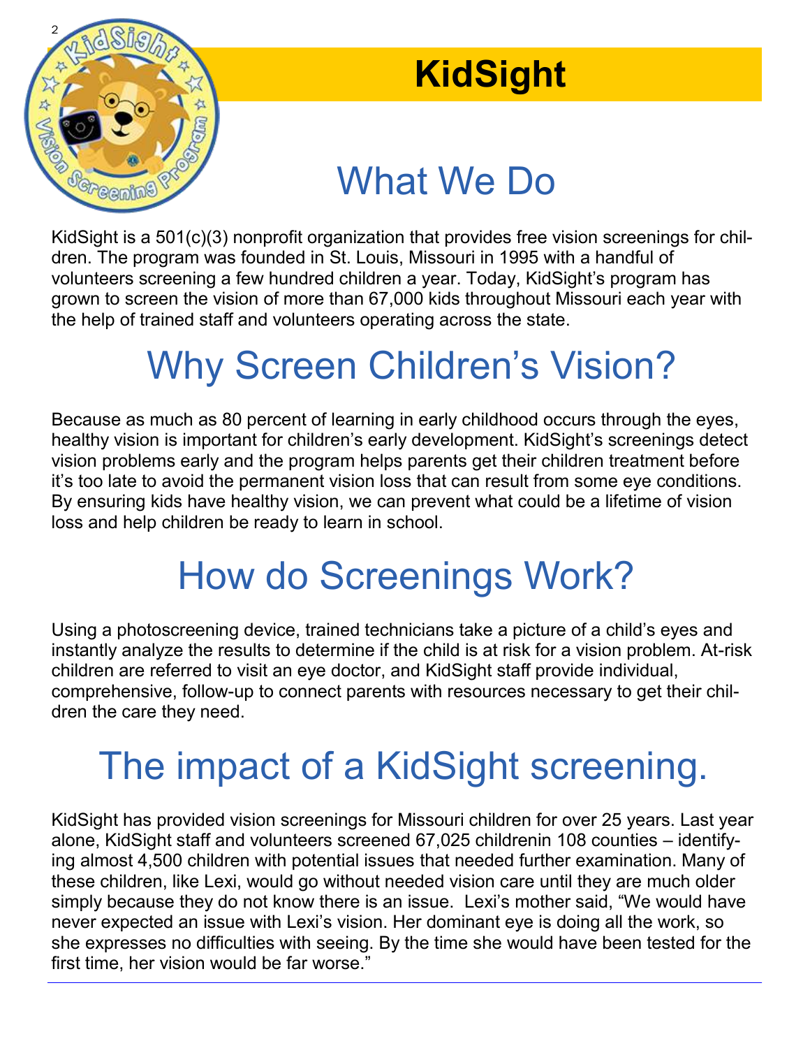# KidSight

## What We Do

KidSight is a 501(c)(3) nonprofit organization that provides free vision screenings for children. The program was founded in St. Louis, Missouri in 1995 with a handful of volunteers screening a few hundred children a year. Today, KidSight's program has grown to screen the vision of more than 67,000 kids throughout Missouri each year with the help of trained staff and volunteers operating across the state.

## Why Screen Children's Vision?

Because as much as 80 percent of learning in early childhood occurs through the eyes, healthy vision is important for children's early development. KidSight's screenings detect vision problems early and the program helps parents get their children treatment before it's too late to avoid the permanent vision loss that can result from some eye conditions. By ensuring kids have healthy vision, we can prevent what could be a lifetime of vision loss and help children be ready to learn in school.

## How do Screenings Work?

Using a photoscreening device, trained technicians take a picture of a child's eyes and instantly analyze the results to determine if the child is at risk for a vision problem. At-risk children are referred to visit an eye doctor, and KidSight staff provide individual, comprehensive, follow-up to connect parents with resources necessary to get their children the care they need.

## The impact of a KidSight screening.

KidSight has provided vision screenings for Missouri children for over 25 years. Last year alone, KidSight staff and volunteers screened 67,025 childrenin 108 counties – identifying almost 4,500 children with potential issues that needed further examination. Many of these children, like Lexi, would go without needed vision care until they are much older simply because they do not know there is an issue. Lexi's mother said, "We would have never expected an issue with Lexi's vision. Her dominant eye is doing all the work, so she expresses no difficulties with seeing. By the time she would have been tested for the first time, her vision would be far worse."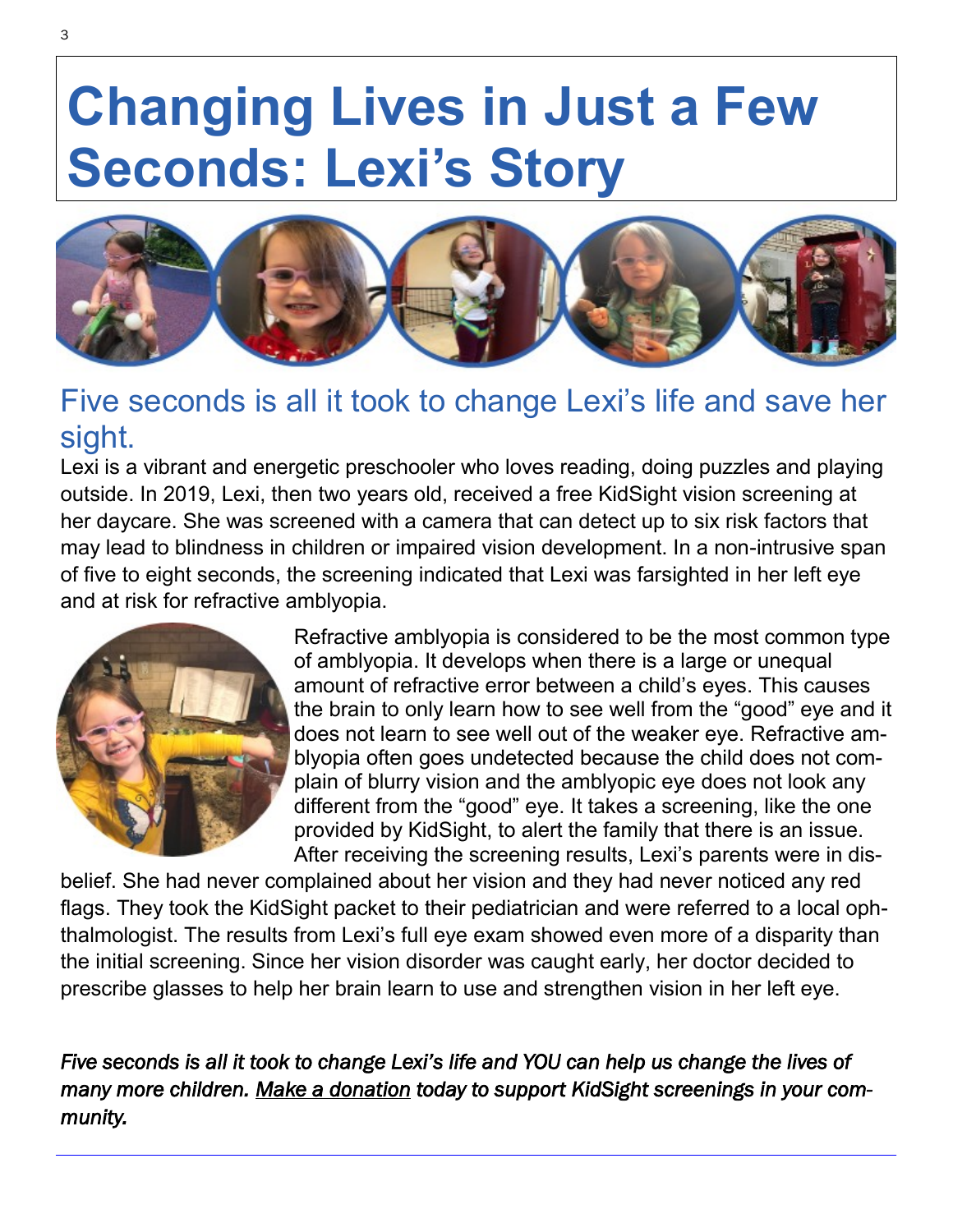# Changing Lives in Just a Few Seconds: Lexi's Story

## Five seconds is all it took to change Lexi's life and save her sight.

Lexi is a vibrant and energetic preschooler who loves reading, doing puzzles and playing outside. In 2019, Lexi, then two years old, received a free KidSight vision screening at her daycare. She was screened with a camera that can detect up to six risk factors that may lead to blindness in children or impaired vision development. In a non-intrusive span of five to eight seconds, the screening indicated that Lexi was farsighted in her left eye and at risk for refractive amblyopia.

Refractive amblyopia is considered to be the most common type of amblyopia. It develops when there is a large or unequal amount of refractive error between a child's eyes. This causes the brain to only learn how to see well from the "good" eye and it does not learn to see well out of the weaker eye. Refractive amblyopia often goes undetected because the child does not complain of blurry vision and the amblyopic eye does not look any different from the "good" eye. It takes a screening, like the one provided by KidSight, to alert the family that there is an issue. After receiving the screening results, Lexi's parents were in disbelief. She had never complained about her vision and they had never noticed any red flags. They took the KidSight packet to their pediatrician and were referred to a local ophthalmologist. The results from Lexi's full eye exam showed even more of a disparity than the initial screening. Since her vision disorder was caught early, her doctor decided to prescribe glasses to help her brain learn to use and strengthen vision in her left eye.

***Five seconds is all it took to change Lexi's life and YOU can help us change the lives of many more children. Make a donation today to support KidSight screenings in your community.***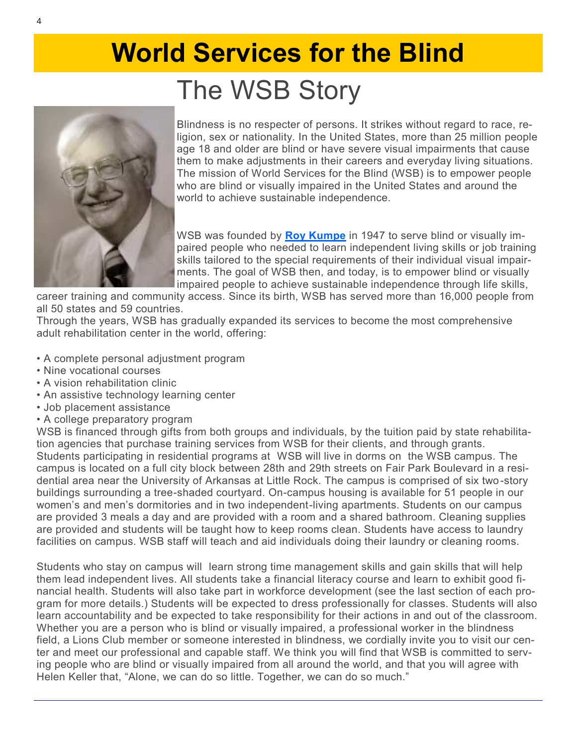# World Services for the Blind

## The WSB Story

Blindness is no respecter of persons. It strikes without regard to race, religion, sex or nationality. In the United States, more than 25 million people age 18 and older are blind or have severe visual impairments that cause them to make adjustments in their careers and everyday living situations. The mission of World Services for the Blind (WSB) is to empower people who are blind or visually impaired in the United States and around the world to achieve sustainable independence.

WSB was founded by **Roy Kumpe** in 1947 to serve blind or visually impaired people who needed to learn independent living skills or job training skills tailored to the special requirements of their individual visual impairments. The goal of WSB then, and today, is to empower blind or visually impaired people to achieve sustainable independence through life skills, career training and community access. Since its birth, WSB has served more than 16,000 people from all 50 states and 59 countries.

Through the years, WSB has gradually expanded its services to become the most comprehensive adult rehabilitation center in the world, offering:

- A complete personal adjustment program
- Nine vocational courses
- A vision rehabilitation clinic
- An assistive technology learning center
- Job placement assistance
- A college preparatory program

WSB is financed through gifts from both groups and individuals, by the tuition paid by state rehabilitation agencies that purchase training services from WSB for their clients, and through grants. Students participating in residential programs at WSB will live in dorms on the WSB campus. The campus is located on a full city block between 28th and 29th streets on Fair Park Boulevard in a residential area near the University of Arkansas at Little Rock. The campus is comprised of six two-story buildings surrounding a tree-shaded courtyard. On-campus housing is available for 51 people in our women's and men's dormitories and in two independent-living apartments. Students on our campus are provided 3 meals a day and are provided with a room and a shared bathroom. Cleaning supplies are provided and students will be taught how to keep rooms clean. Students have access to laundry facilities on campus. WSB staff will teach and aid individuals doing their laundry or cleaning rooms.

Students who stay on campus will learn strong time management skills and gain skills that will help them lead independent lives. All students take a financial literacy course and learn to exhibit good financial health. Students will also take part in workforce development (see the last section of each program for more details.) Students will be expected to dress professionally for classes. Students will also learn accountability and be expected to take responsibility for their actions in and out of the classroom. Whether you are a person who is blind or visually impaired, a professional worker in the blindness field, a Lions Club member or someone interested in blindness, we cordially invite you to visit our center and meet our professional and capable staff. We think you will find that WSB is committed to serving people who are blind or visually impaired from all around the world, and that you will agree with Helen Keller that, "Alone, we can do so little. Together, we can do so much."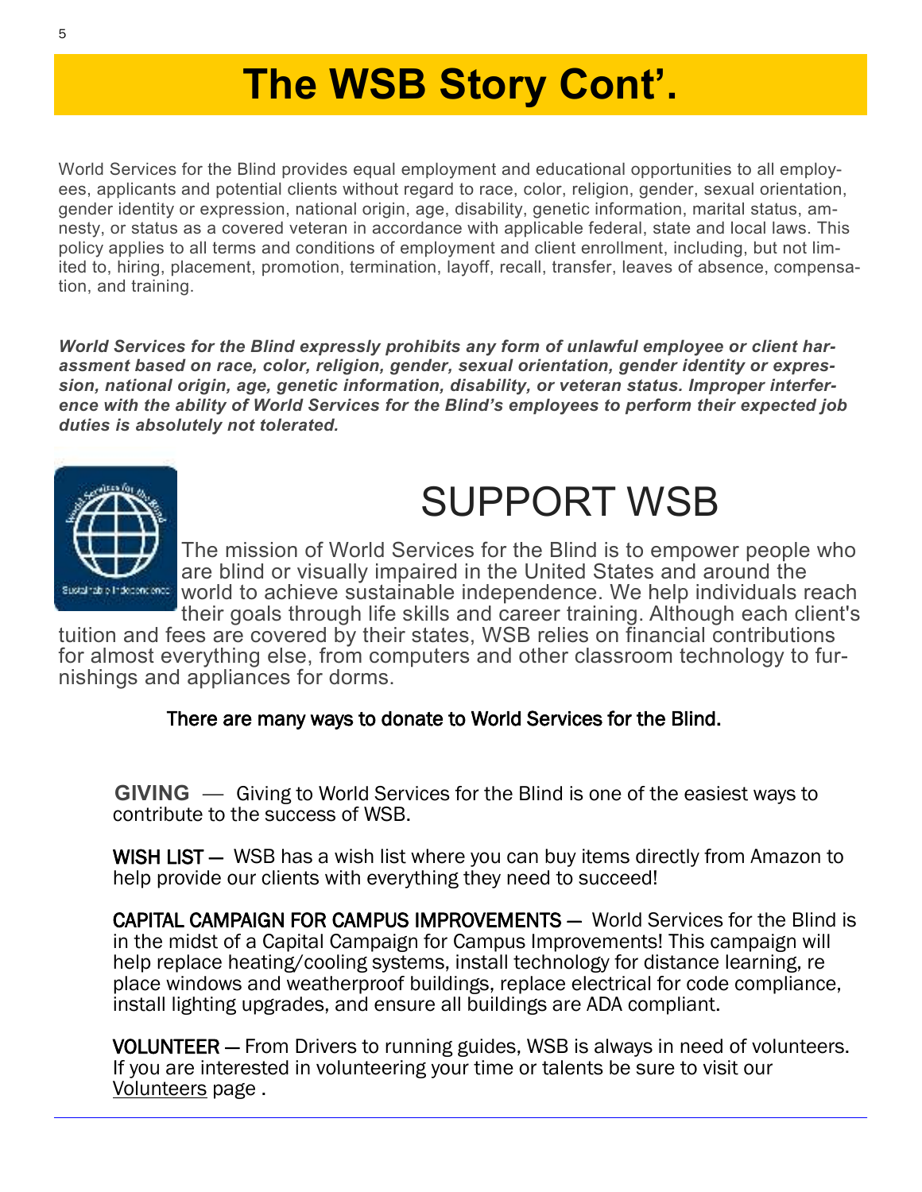# The WSB Story Cont'.

World Services for the Blind provides equal employment and educational opportunities to all employees, applicants and potential clients without regard to race, color, religion, gender, sexual orientation, gender identity or expression, national origin, age, disability, genetic information, marital status, amnesty, or status as a covered veteran in accordance with applicable federal, state and local laws. This policy applies to all terms and conditions of employment and client enrollment, including, but not limited to, hiring, placement, promotion, termination, layoff, recall, transfer, leaves of absence, compensation, and training.

***World Services for the Blind expressly prohibits any form of unlawful employee or client harassment based on race, color, religion, gender, sexual orientation, gender identity or expression, national origin, age, genetic information, disability, or veteran status. Improper interference with the ability of World Services for the Blind's employees to perform their expected job duties is absolutely not tolerated.***

## SUPPORT WSB

The mission of World Services for the Blind is to empower people who are blind or visually impaired in the United States and around the world to achieve sustainable independence. We help individuals reach their goals through life skills and career training. Although each client's tuition and fees are covered by their states, WSB relies on financial contributions for almost everything else, from computers and other classroom technology to furnishings and appliances for dorms.

There are many ways to donate to World Services for the Blind.

**GIVING** — Giving to World Services for the Blind is one of the easiest ways to contribute to the success of WSB.

WISH LIST — WSB has a wish list where you can buy items directly from Amazon to help provide our clients with everything they need to succeed!

CAPITAL CAMPAIGN FOR CAMPUS IMPROVEMENTS — World Services for the Blind is in the midst of a Capital Campaign for Campus Improvements! This campaign will help replace heating/cooling systems, install technology for distance learning, re place windows and weatherproof buildings, replace electrical for code compliance, install lighting upgrades, and ensure all buildings are ADA compliant.

VOLUNTEER — From Drivers to running guides, WSB is always in need of volunteers. If you are interested in volunteering your time or talents be sure to visit our Volunteers page .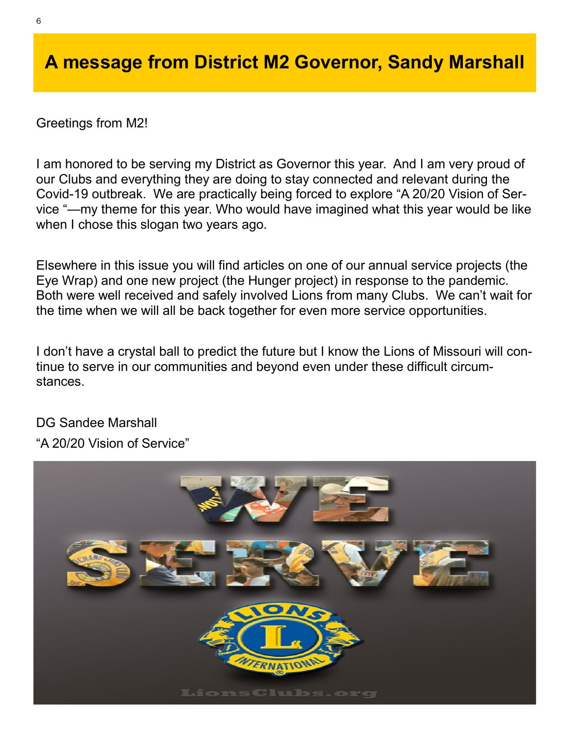# A message from District M2 Governor, Sandy Marshall

Greetings from M2!

I am honored to be serving my District as Governor this year. And I am very proud of our Clubs and everything they are doing to stay connected and relevant during the Covid-19 outbreak. We are practically being forced to explore "A 20/20 Vision of Service "—my theme for this year. Who would have imagined what this year would be like when I chose this slogan two years ago.

Elsewhere in this issue you will find articles on one of our annual service projects (the Eye Wrap) and one new project (the Hunger project) in response to the pandemic. Both were well received and safely involved Lions from many Clubs. We can't wait for the time when we will all be back together for even more service opportunities.

I don't have a crystal ball to predict the future but I know the Lions of Missouri will continue to serve in our communities and beyond even under these difficult circumstances.

DG Sandee Marshall

"A 20/20 Vision of Service"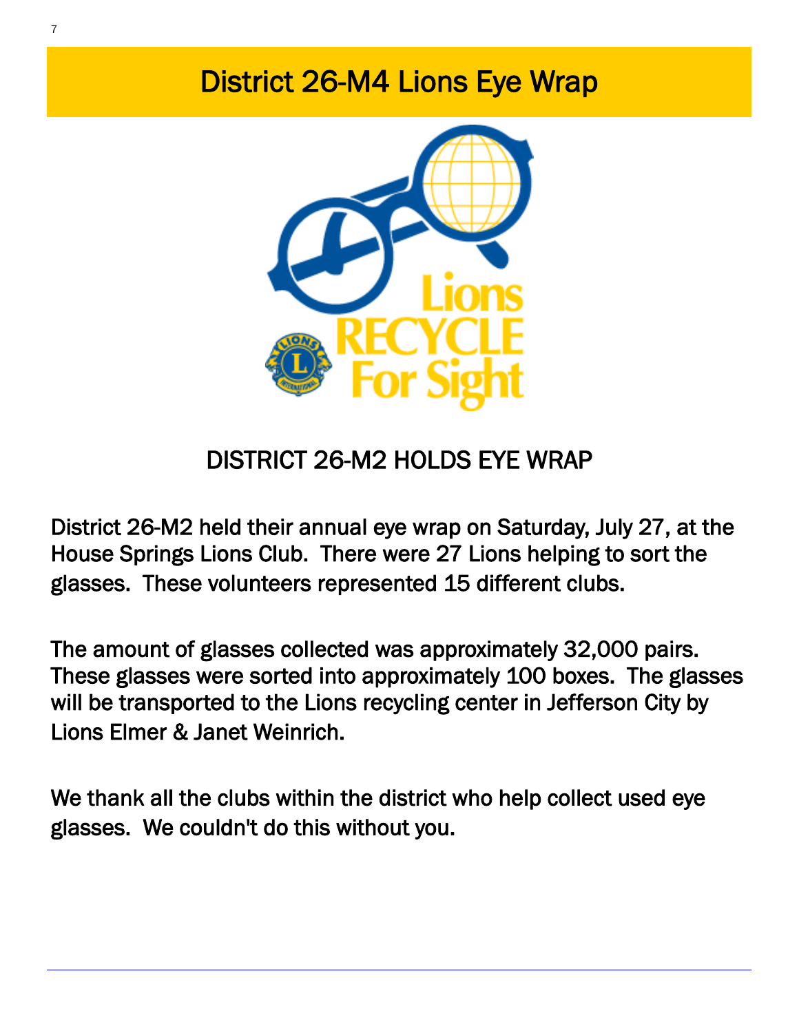# District 26-M4 Lions Eye Wrap

## DISTRICT 26-M2 HOLDS EYE WRAP

District 26-M2 held their annual eye wrap on Saturday, July 27, at the House Springs Lions Club. There were 27 Lions helping to sort the glasses. These volunteers represented 15 different clubs.

The amount of glasses collected was approximately 32,000 pairs. These glasses were sorted into approximately 100 boxes. The glasses will be transported to the Lions recycling center in Jefferson City by Lions Elmer & Janet Weinrich.

We thank all the clubs within the district who help collect used eye glasses. We couldn't do this without you.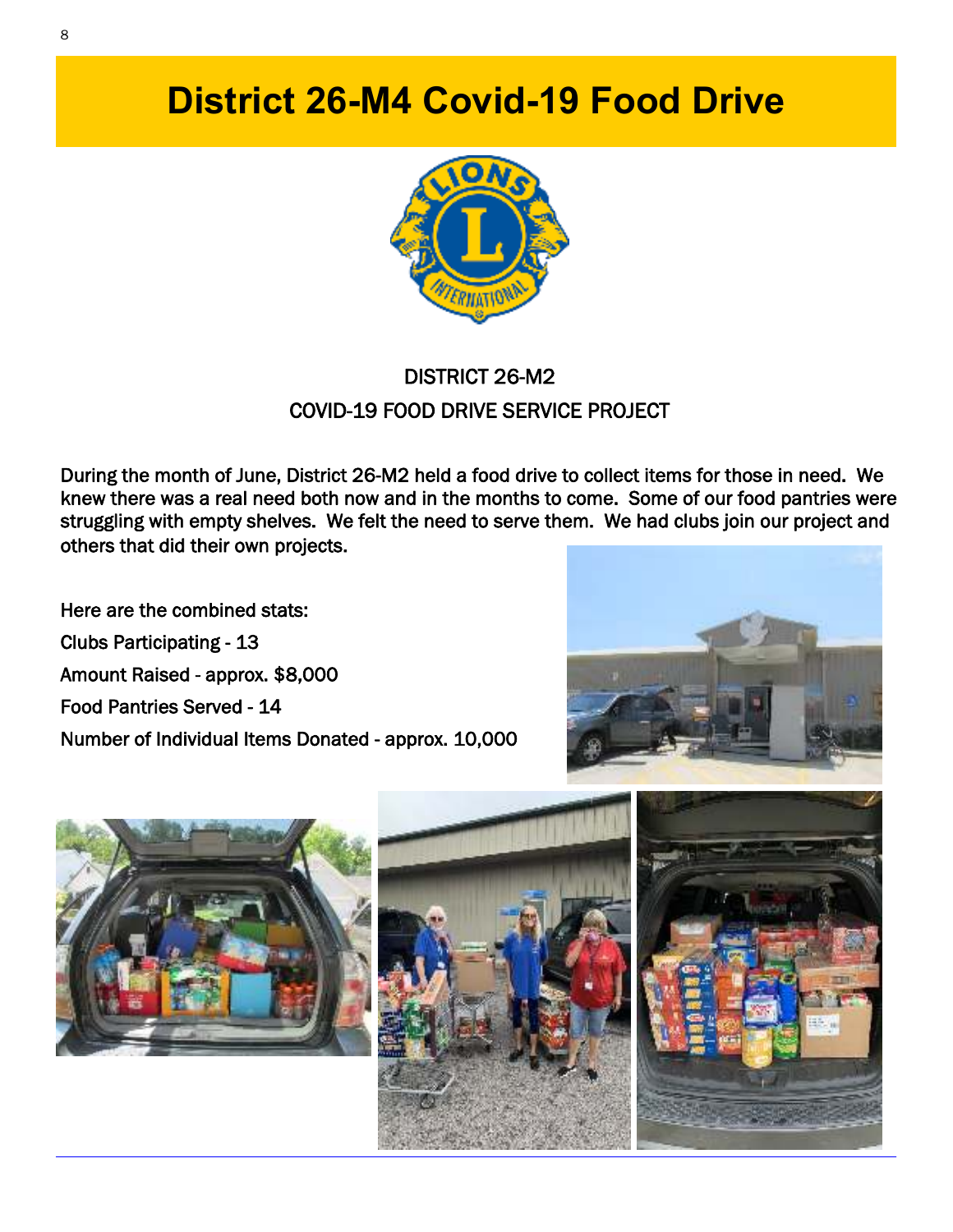# District 26-M4 Covid-19 Food Drive

DISTRICT 26-M2

COVID-19 FOOD DRIVE SERVICE PROJECT

During the month of June, District 26-M2 held a food drive to collect items for those in need. We knew there was a real need both now and in the months to come. Some of our food pantries were struggling with empty shelves. We felt the need to serve them. We had clubs join our project and others that did their own projects.

Here are the combined stats:

Clubs Participating - 13

Amount Raised - approx. $8,000

Food Pantries Served - 14

Number of Individual Items Donated - approx. 10,000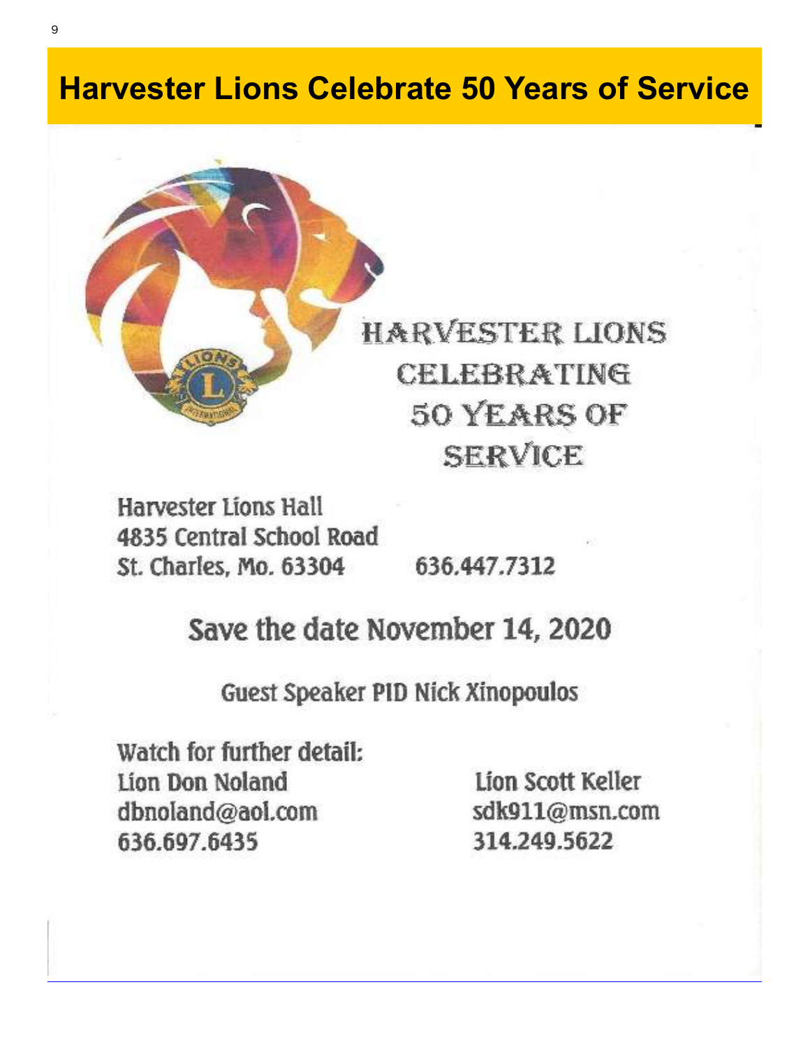# Harvester Lions Celebrate 50 Years of Service

HARVESTER LIONS
CELEBRATING
50 YEARS OF
SERVICE

Harvester Lions Hall
4835 Central School Road
St. Charles, Mo. 63304    636.447.7312

Save the date November 14, 2020

Guest Speaker PID Nick Xinopoulos

Watch for further detail:

Lion Don Noland
dbnoland@aol.com
636.697.6435

Lion Scott Keller
sdk911@msn.com
314.249.5622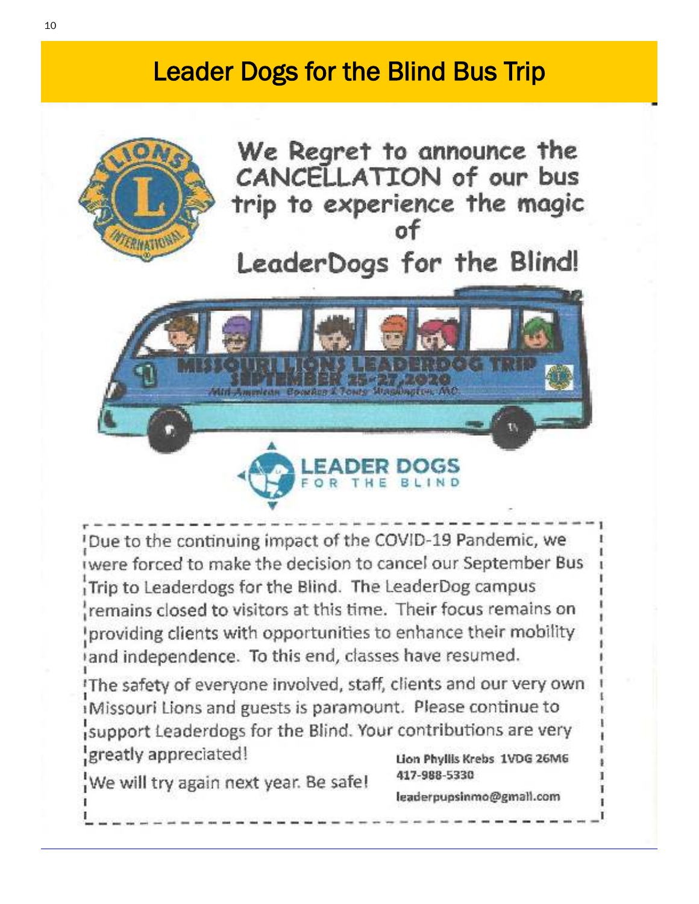# Leader Dogs for the Blind Bus Trip

We Regret to announce the CANCELLATION of our bus trip to experience the magic of

LeaderDogs for the Blind!

MISSOURI LIONS LEADERDOG TRIP
SEPTEMBER 25-27, 2020
Mid-American Coaches & Tours Washington, MO

LEADER DOGS FOR THE BLIND

Due to the continuing impact of the COVID-19 Pandemic, we were forced to make the decision to cancel our September Bus Trip to Leaderdogs for the Blind. The LeaderDog campus remains closed to visitors at this time. Their focus remains on providing clients with opportunities to enhance their mobility and independence. To this end, classes have resumed.

The safety of everyone involved, staff, clients and our very own Missouri Lions and guests is paramount. Please continue to support Leaderdogs for the Blind. Your contributions are very greatly appreciated!

We will try again next year. Be safe!

Lion Phyllis Krebs 1VDG 26M6
417-988-5330
leaderpupsinmo@gmail.com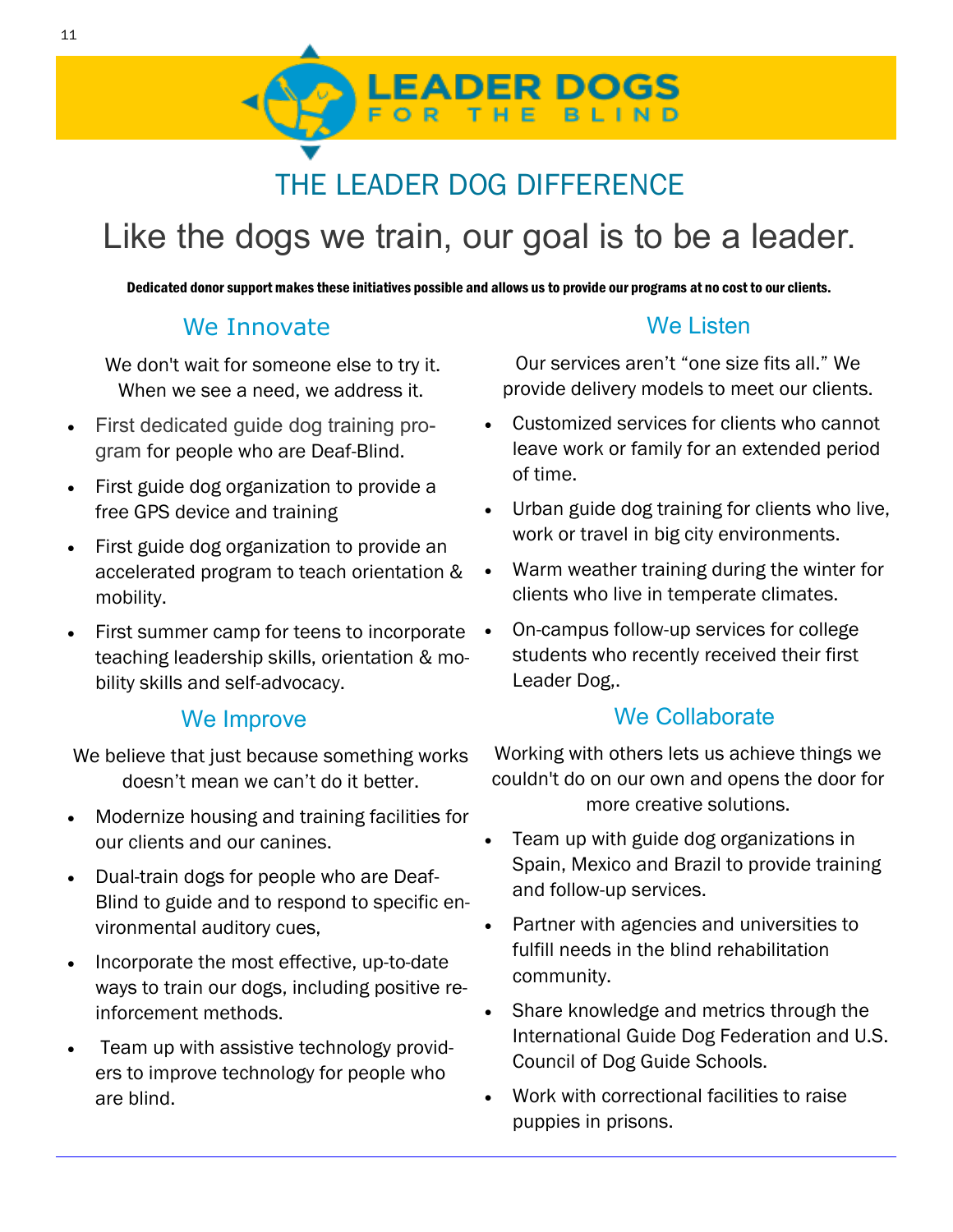LEADER DOGS FOR THE BLIND

# THE LEADER DOG DIFFERENCE

## Like the dogs we train, our goal is to be a leader.

**Dedicated donor support makes these initiatives possible and allows us to provide our programs at no cost to our clients.**

### We Innovate

We don't wait for someone else to try it. When we see a need, we address it.

- First dedicated guide dog training program for people who are Deaf-Blind.
- First guide dog organization to provide a free GPS device and training
- First guide dog organization to provide an accelerated program to teach orientation & mobility.
- First summer camp for teens to incorporate teaching leadership skills, orientation & mobility skills and self-advocacy.

### We Improve

We believe that just because something works doesn't mean we can't do it better.

- Modernize housing and training facilities for our clients and our canines.
- Dual-train dogs for people who are Deaf-Blind to guide and to respond to specific environmental auditory cues,
- Incorporate the most effective, up-to-date ways to train our dogs, including positive reinforcement methods.
- Team up with assistive technology providers to improve technology for people who are blind.

### We Listen

Our services aren't "one size fits all." We provide delivery models to meet our clients.

- Customized services for clients who cannot leave work or family for an extended period of time.
- Urban guide dog training for clients who live, work or travel in big city environments.
- Warm weather training during the winter for clients who live in temperate climates.
- On-campus follow-up services for college students who recently received their first Leader Dog,.

### We Collaborate

Working with others lets us achieve things we couldn't do on our own and opens the door for more creative solutions.

- Team up with guide dog organizations in Spain, Mexico and Brazil to provide training and follow-up services.
- Partner with agencies and universities to fulfill needs in the blind rehabilitation community.
- Share knowledge and metrics through the International Guide Dog Federation and U.S. Council of Dog Guide Schools.
- Work with correctional facilities to raise puppies in prisons.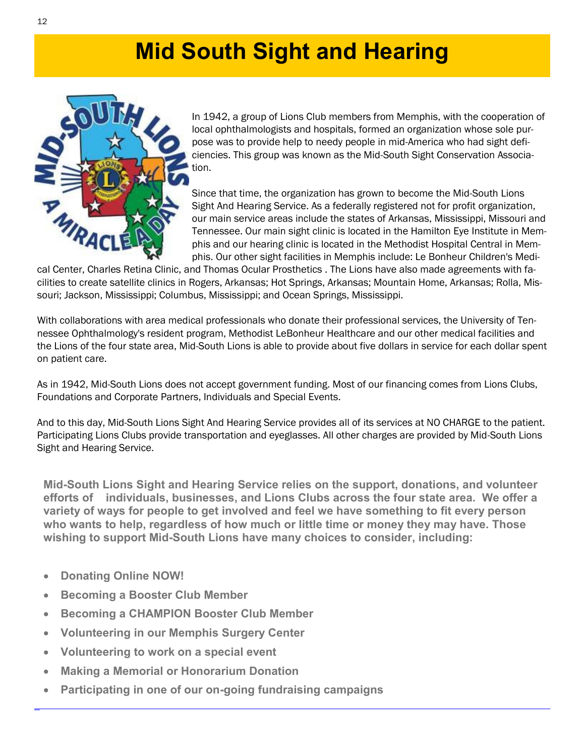# Mid South Sight and Hearing

In 1942, a group of Lions Club members from Memphis, with the cooperation of local ophthalmologists and hospitals, formed an organization whose sole purpose was to provide help to needy people in mid-America who had sight deficiencies. This group was known as the Mid-South Sight Conservation Association.

Since that time, the organization has grown to become the Mid-South Lions Sight And Hearing Service. As a federally registered not for profit organization, our main service areas include the states of Arkansas, Mississippi, Missouri and Tennessee. Our main sight clinic is located in the Hamilton Eye Institute in Memphis and our hearing clinic is located in the Methodist Hospital Central in Memphis. Our other sight facilities in Memphis include: Le Bonheur Children's Medical Center, Charles Retina Clinic, and Thomas Ocular Prosthetics . The Lions have also made agreements with facilities to create satellite clinics in Rogers, Arkansas; Hot Springs, Arkansas; Mountain Home, Arkansas; Rolla, Missouri; Jackson, Mississippi; Columbus, Mississippi; and Ocean Springs, Mississippi.

With collaborations with area medical professionals who donate their professional services, the University of Tennessee Ophthalmology's resident program, Methodist LeBonheur Healthcare and our other medical facilities and the Lions of the four state area, Mid-South Lions is able to provide about five dollars in service for each dollar spent on patient care.

As in 1942, Mid-South Lions does not accept government funding. Most of our financing comes from Lions Clubs, Foundations and Corporate Partners, Individuals and Special Events.

And to this day, Mid-South Lions Sight And Hearing Service provides all of its services at NO CHARGE to the patient. Participating Lions Clubs provide transportation and eyeglasses. All other charges are provided by Mid-South Lions Sight and Hearing Service.

**Mid-South Lions Sight and Hearing Service relies on the support, donations, and volunteer efforts of individuals, businesses, and Lions Clubs across the four state area. We offer a variety of ways for people to get involved and feel we have something to fit every person who wants to help, regardless of how much or little time or money they may have. Those wishing to support Mid-South Lions have many choices to consider, including:**

- **Donating Online NOW!**
- **Becoming a Booster Club Member**
- **Becoming a CHAMPION Booster Club Member**
- **Volunteering in our Memphis Surgery Center**
- **Volunteering to work on a special event**
- **Making a Memorial or Honorarium Donation**
- **Participating in one of our on-going fundraising campaigns**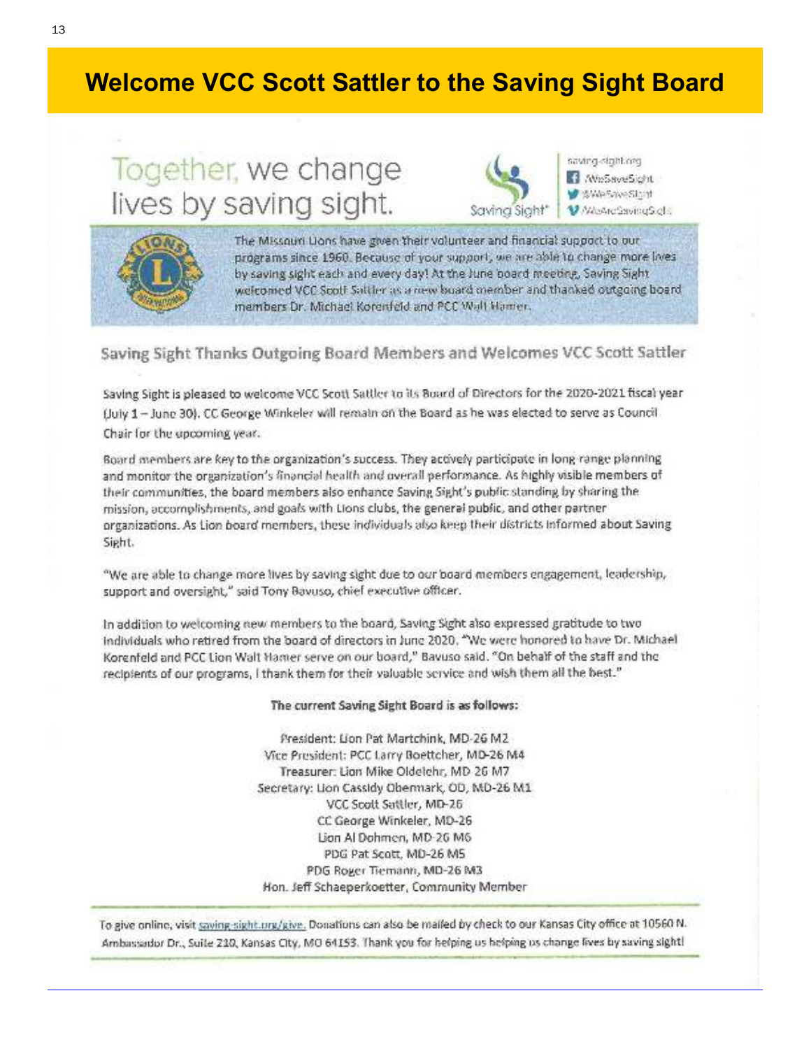# Welcome VCC Scott Sattler to the Saving Sight Board

Together, we change lives by saving sight.

Saving Sight

saving-sight.org
/WeSaveSight
@WeSaveSight
/WeAreSavingSight

The Missouri Lions have given their volunteer and financial support to our programs since 1960. Because of your support, we are able to change more lives by saving sight each and every day! At the June board meeting, Saving Sight welcomed VCC Scott Sattler as a new board member and thanked outgoing board members Dr. Michael Korenfeld and PCC Walt Hamer.

## Saving Sight Thanks Outgoing Board Members and Welcomes VCC Scott Sattler

Saving Sight is pleased to welcome VCC Scott Sattler to its Board of Directors for the 2020-2021 fiscal year (July 1 – June 30). CC George Winkeler will remain on the Board as he was elected to serve as Council Chair for the upcoming year.

Board members are key to the organization's success. They actively participate in long range planning and monitor the organization's financial health and overall performance. As highly visible members of their communities, the board members also enhance Saving Sight's public standing by sharing the mission, accomplishments, and goals with Lions clubs, the general public, and other partner organizations. As Lion board members, these individuals also keep their districts informed about Saving Sight.

"We are able to change more lives by saving sight due to our board members engagement, leadership, support and oversight," said Tony Bavuso, chief executive officer.

In addition to welcoming new members to the board, Saving Sight also expressed gratitude to two individuals who retired from the board of directors in June 2020. "We were honored to have Dr. Michael Korenfeld and PCC Lion Walt Hamer serve on our board," Bavuso said. "On behalf of the staff and the recipients of our programs, I thank them for their valuable service and wish them all the best."

**The current Saving Sight Board is as follows:**

President: Lion Pat Martchink, MD-26 M2
Vice President: PCC Larry Boettcher, MD-26 M4
Treasurer: Lion Mike Oldelehr, MD 26 M7
Secretary: Lion Cassidy Obermark, OD, MD-26 M1
VCC Scott Sattler, MD-26
CC George Winkeler, MD-26
Lion Al Dohmen, MD-26 M6
PDG Pat Scott, MD-26 M5
PDG Roger Tiemann, MD-26 M3
Hon. Jeff Schaeperkoetter, Community Member

To give online, visit saving-sight.org/give. Donations can also be mailed by check to our Kansas City office at 10560 N. Ambassador Dr., Suite 210, Kansas City, MO 64153. Thank you for helping us helping us change lives by saving sight!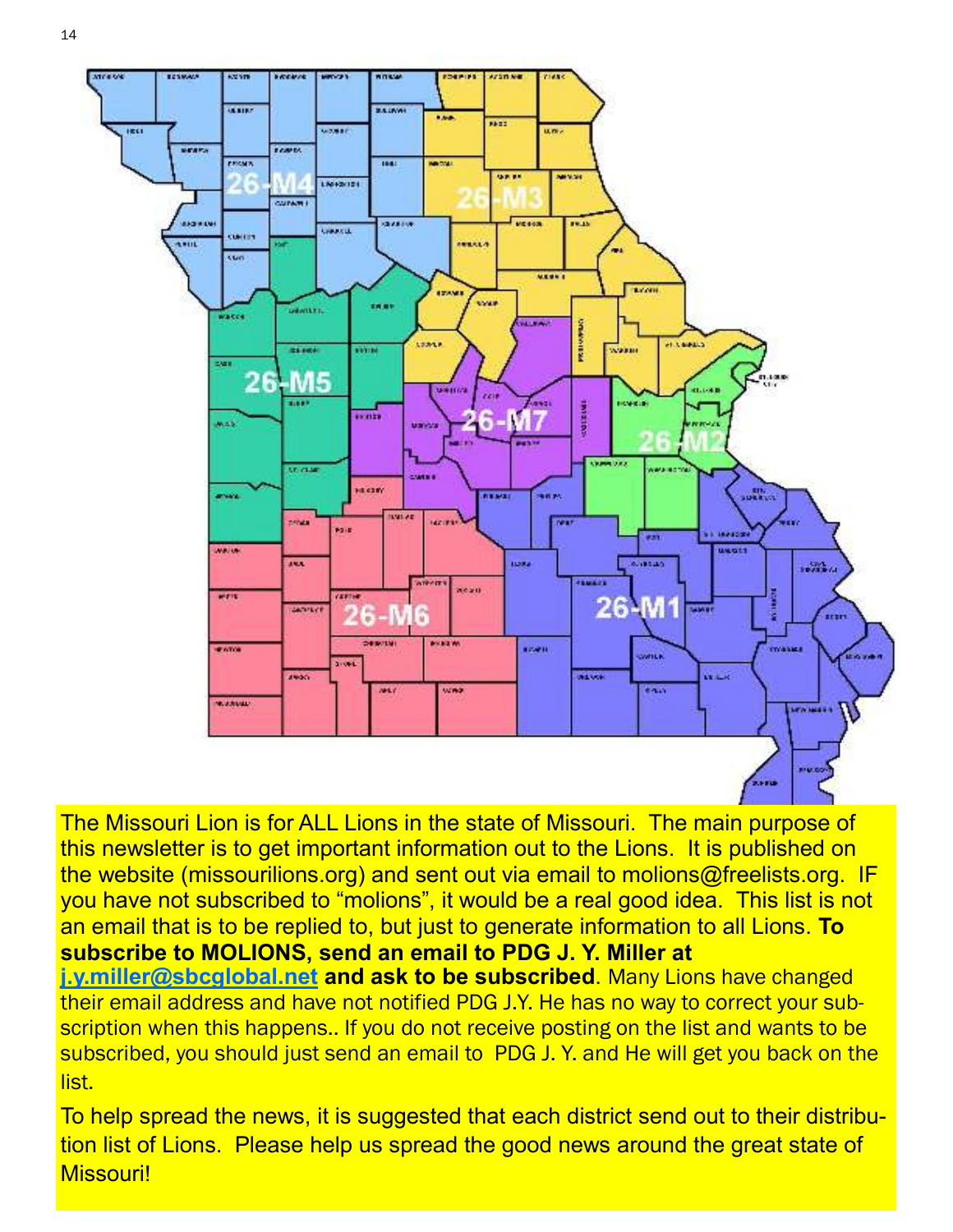26-M4

26-M3

26-M5

26-M7

26-M2

26-M6

26-M1

The Missouri Lion is for ALL Lions in the state of Missouri. The main purpose of this newsletter is to get important information out to the Lions. It is published on the website (missourilions.org) and sent out via email to molions@freelists.org. IF you have not subscribed to "molions", it would be a real good idea. This list is not an email that is to be replied to, but just to generate information to all Lions. **To subscribe to MOLIONS, send an email to PDG J. Y. Miller at j.y.miller@sbcglobal.net and ask to be subscribed**. Many Lions have changed their email address and have not notified PDG J.Y. He has no way to correct your subscription when this happens.. If you do not receive posting on the list and wants to be subscribed, you should just send an email to PDG J. Y. and He will get you back on the list.

To help spread the news, it is suggested that each district send out to their distribution list of Lions. Please help us spread the good news around the great state of Missouri!